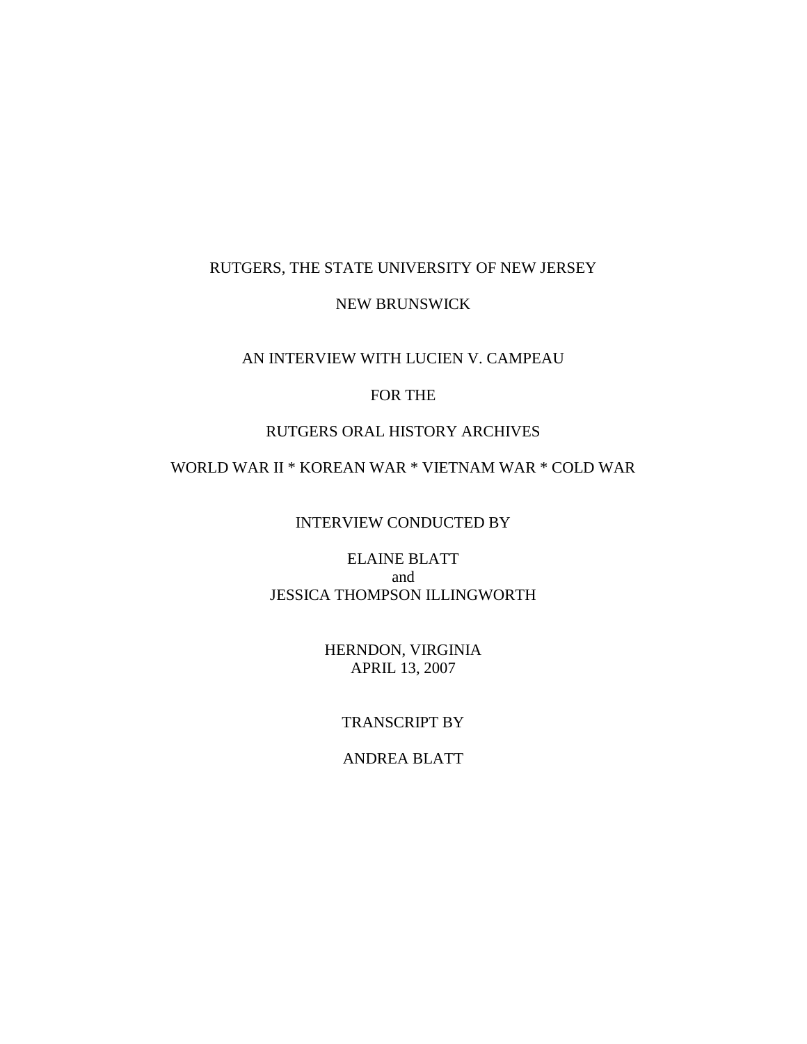RUTGERS, THE STATE UNIVERSITY OF NEW JERSEY

NEW BRUNSWICK

AN INTERVIEW WITH LUCIEN V. CAMPEAU

FOR THE

RUTGERS ORAL HISTORY ARCHIVES

WORLD WAR II * KOREAN WAR * VIETNAM WAR * COLD WAR

INTERVIEW CONDUCTED BY

ELAINE BLATT
and
JESSICA THOMPSON ILLINGWORTH

HERNDON, VIRGINIA
APRIL 13, 2007

TRANSCRIPT BY

ANDREA BLATT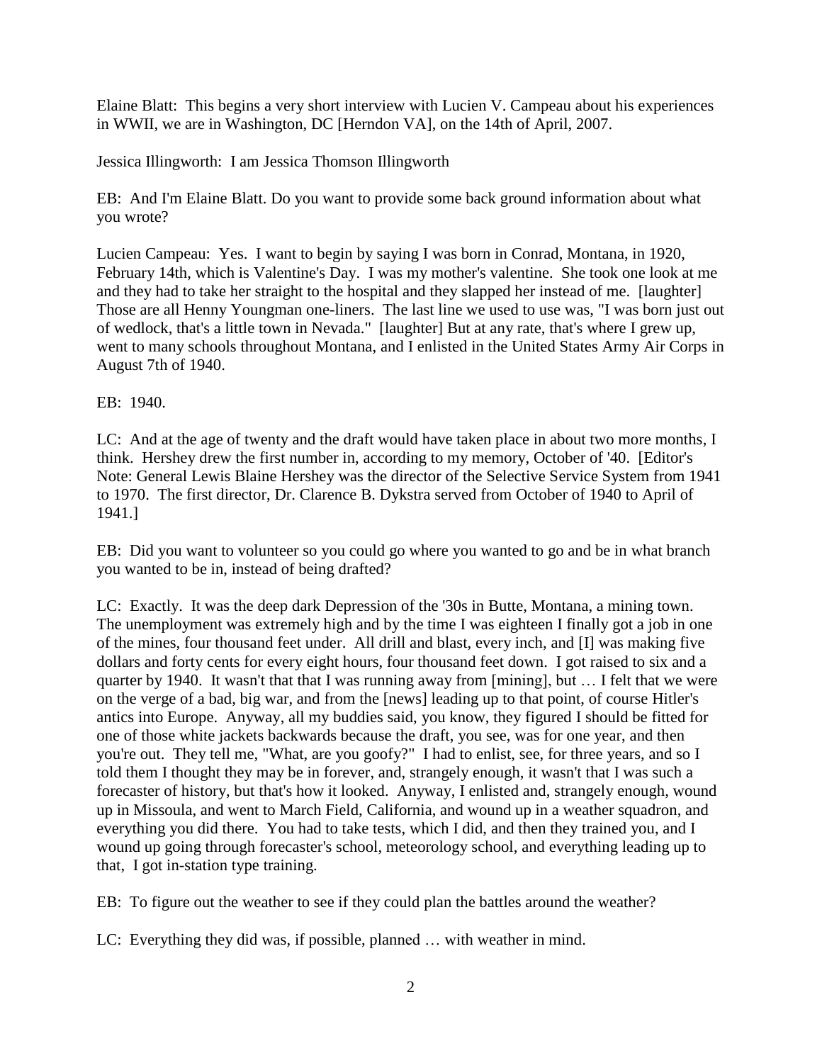Elaine Blatt: This begins a very short interview with Lucien V. Campeau about his experiences in WWII, we are in Washington, DC [Herndon VA], on the 14th of April, 2007.

Jessica Illingworth: I am Jessica Thomson Illingworth

EB: And I'm Elaine Blatt. Do you want to provide some back ground information about what you wrote?

Lucien Campeau: Yes. I want to begin by saying I was born in Conrad, Montana, in 1920, February 14th, which is Valentine's Day. I was my mother's valentine. She took one look at me and they had to take her straight to the hospital and they slapped her instead of me. [laughter] Those are all Henny Youngman one-liners. The last line we used to use was, "I was born just out of wedlock, that's a little town in Nevada." [laughter] But at any rate, that's where I grew up, went to many schools throughout Montana, and I enlisted in the United States Army Air Corps in August 7th of 1940.

EB: 1940.

LC: And at the age of twenty and the draft would have taken place in about two more months, I think. Hershey drew the first number in, according to my memory, October of '40. [Editor's Note: General Lewis Blaine Hershey was the director of the Selective Service System from 1941 to 1970. The first director, Dr. Clarence B. Dykstra served from October of 1940 to April of 1941.]

EB: Did you want to volunteer so you could go where you wanted to go and be in what branch you wanted to be in, instead of being drafted?

LC: Exactly. It was the deep dark Depression of the '30s in Butte, Montana, a mining town. The unemployment was extremely high and by the time I was eighteen I finally got a job in one of the mines, four thousand feet under. All drill and blast, every inch, and [I] was making five dollars and forty cents for every eight hours, four thousand feet down. I got raised to six and a quarter by 1940. It wasn't that that I was running away from [mining], but … I felt that we were on the verge of a bad, big war, and from the [news] leading up to that point, of course Hitler's antics into Europe. Anyway, all my buddies said, you know, they figured I should be fitted for one of those white jackets backwards because the draft, you see, was for one year, and then you're out. They tell me, "What, are you goofy?" I had to enlist, see, for three years, and so I told them I thought they may be in forever, and, strangely enough, it wasn't that I was such a forecaster of history, but that's how it looked. Anyway, I enlisted and, strangely enough, wound up in Missoula, and went to March Field, California, and wound up in a weather squadron, and everything you did there. You had to take tests, which I did, and then they trained you, and I wound up going through forecaster's school, meteorology school, and everything leading up to that, I got in-station type training.

EB: To figure out the weather to see if they could plan the battles around the weather?

LC: Everything they did was, if possible, planned … with weather in mind.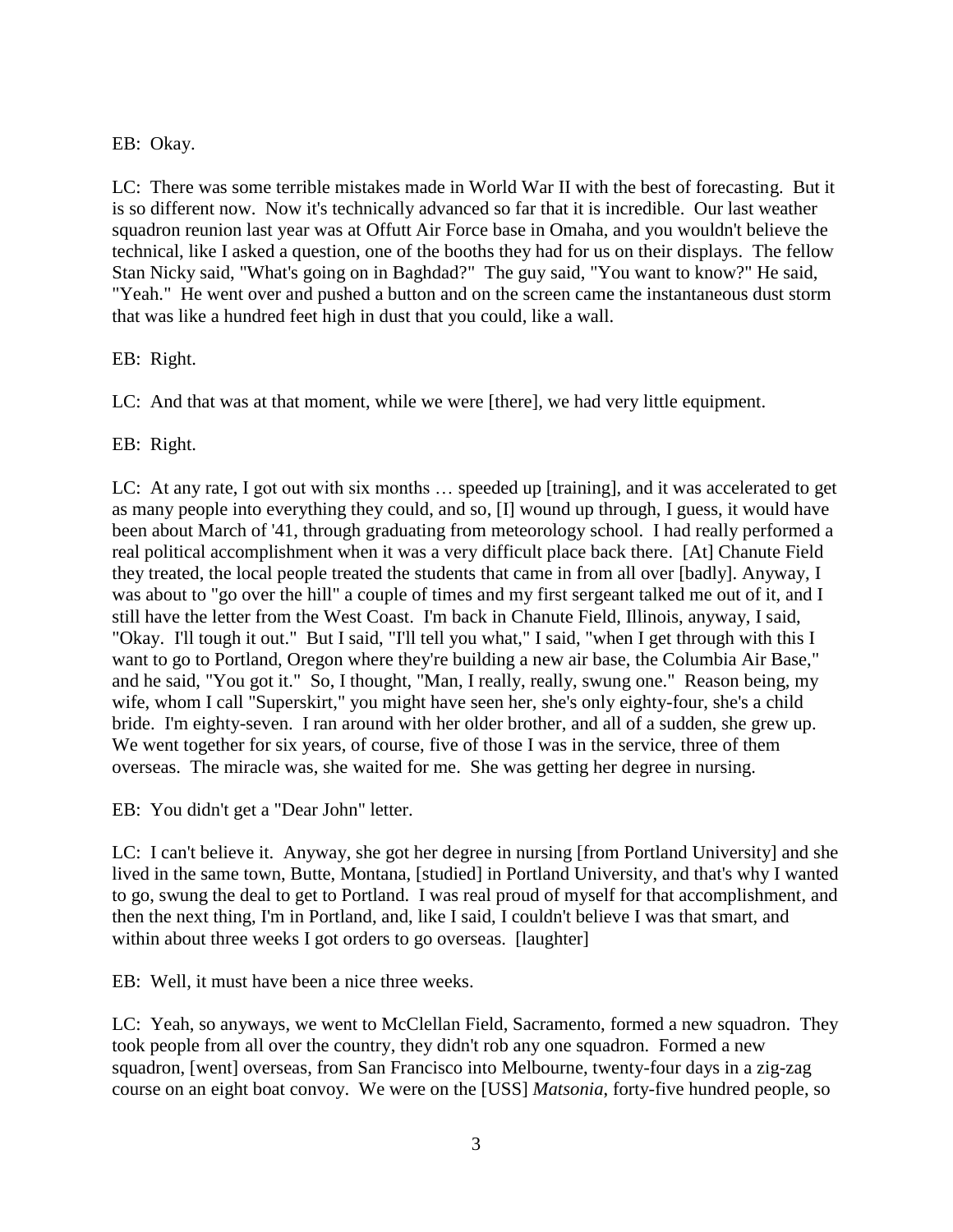EB: Okay.

LC: There was some terrible mistakes made in World War II with the best of forecasting. But it is so different now. Now it's technically advanced so far that it is incredible. Our last weather squadron reunion last year was at Offutt Air Force base in Omaha, and you wouldn't believe the technical, like I asked a question, one of the booths they had for us on their displays. The fellow Stan Nicky said, "What's going on in Baghdad?" The guy said, "You want to know?" He said, "Yeah." He went over and pushed a button and on the screen came the instantaneous dust storm that was like a hundred feet high in dust that you could, like a wall.

EB: Right.

LC: And that was at that moment, while we were [there], we had very little equipment.

EB: Right.

LC: At any rate, I got out with six months … speeded up [training], and it was accelerated to get as many people into everything they could, and so, [I] wound up through, I guess, it would have been about March of '41, through graduating from meteorology school. I had really performed a real political accomplishment when it was a very difficult place back there. [At] Chanute Field they treated, the local people treated the students that came in from all over [badly]. Anyway, I was about to "go over the hill" a couple of times and my first sergeant talked me out of it, and I still have the letter from the West Coast. I'm back in Chanute Field, Illinois, anyway, I said, "Okay. I'll tough it out." But I said, "I'll tell you what," I said, "when I get through with this I want to go to Portland, Oregon where they're building a new air base, the Columbia Air Base," and he said, "You got it." So, I thought, "Man, I really, really, swung one." Reason being, my wife, whom I call "Superskirt," you might have seen her, she's only eighty-four, she's a child bride. I'm eighty-seven. I ran around with her older brother, and all of a sudden, she grew up. We went together for six years, of course, five of those I was in the service, three of them overseas. The miracle was, she waited for me. She was getting her degree in nursing.

EB: You didn't get a "Dear John" letter.

LC: I can't believe it. Anyway, she got her degree in nursing [from Portland University] and she lived in the same town, Butte, Montana, [studied] in Portland University, and that's why I wanted to go, swung the deal to get to Portland. I was real proud of myself for that accomplishment, and then the next thing, I'm in Portland, and, like I said, I couldn't believe I was that smart, and within about three weeks I got orders to go overseas. [laughter]

EB: Well, it must have been a nice three weeks.

LC: Yeah, so anyways, we went to McClellan Field, Sacramento, formed a new squadron. They took people from all over the country, they didn't rob any one squadron. Formed a new squadron, [went] overseas, from San Francisco into Melbourne, twenty-four days in a zig-zag course on an eight boat convoy. We were on the [USS] *Matsonia*, forty-five hundred people, so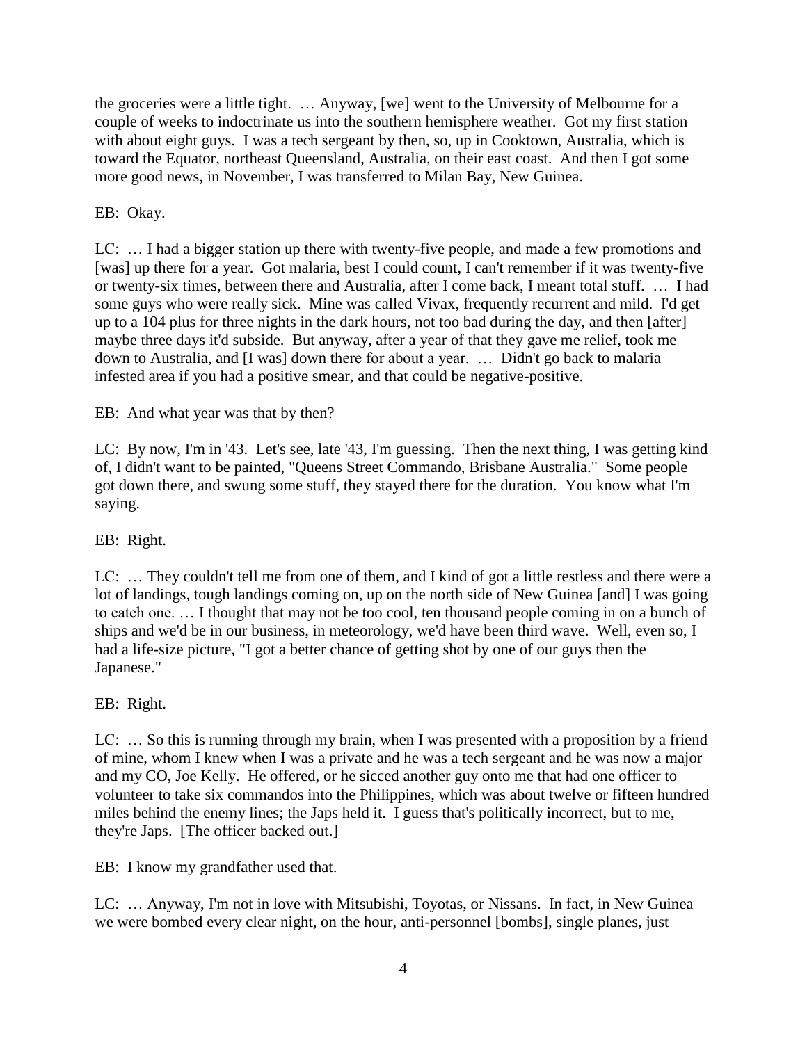the groceries were a little tight. … Anyway, [we] went to the University of Melbourne for a couple of weeks to indoctrinate us into the southern hemisphere weather. Got my first station with about eight guys. I was a tech sergeant by then, so, up in Cooktown, Australia, which is toward the Equator, northeast Queensland, Australia, on their east coast. And then I got some more good news, in November, I was transferred to Milan Bay, New Guinea.

EB: Okay.

LC: … I had a bigger station up there with twenty-five people, and made a few promotions and [was] up there for a year. Got malaria, best I could count, I can't remember if it was twenty-five or twenty-six times, between there and Australia, after I come back, I meant total stuff. … I had some guys who were really sick. Mine was called Vivax, frequently recurrent and mild. I'd get up to a 104 plus for three nights in the dark hours, not too bad during the day, and then [after] maybe three days it'd subside. But anyway, after a year of that they gave me relief, took me down to Australia, and [I was] down there for about a year. … Didn't go back to malaria infested area if you had a positive smear, and that could be negative-positive.

EB: And what year was that by then?

LC: By now, I'm in '43. Let's see, late '43, I'm guessing. Then the next thing, I was getting kind of, I didn't want to be painted, "Queens Street Commando, Brisbane Australia." Some people got down there, and swung some stuff, they stayed there for the duration. You know what I'm saying.

EB: Right.

LC: … They couldn't tell me from one of them, and I kind of got a little restless and there were a lot of landings, tough landings coming on, up on the north side of New Guinea [and] I was going to catch one. … I thought that may not be too cool, ten thousand people coming in on a bunch of ships and we'd be in our business, in meteorology, we'd have been third wave. Well, even so, I had a life-size picture, "I got a better chance of getting shot by one of our guys then the Japanese."

EB: Right.

LC: … So this is running through my brain, when I was presented with a proposition by a friend of mine, whom I knew when I was a private and he was a tech sergeant and he was now a major and my CO, Joe Kelly. He offered, or he sicced another guy onto me that had one officer to volunteer to take six commandos into the Philippines, which was about twelve or fifteen hundred miles behind the enemy lines; the Japs held it. I guess that's politically incorrect, but to me, they're Japs. [The officer backed out.]

EB: I know my grandfather used that.

LC: … Anyway, I'm not in love with Mitsubishi, Toyotas, or Nissans. In fact, in New Guinea we were bombed every clear night, on the hour, anti-personnel [bombs], single planes, just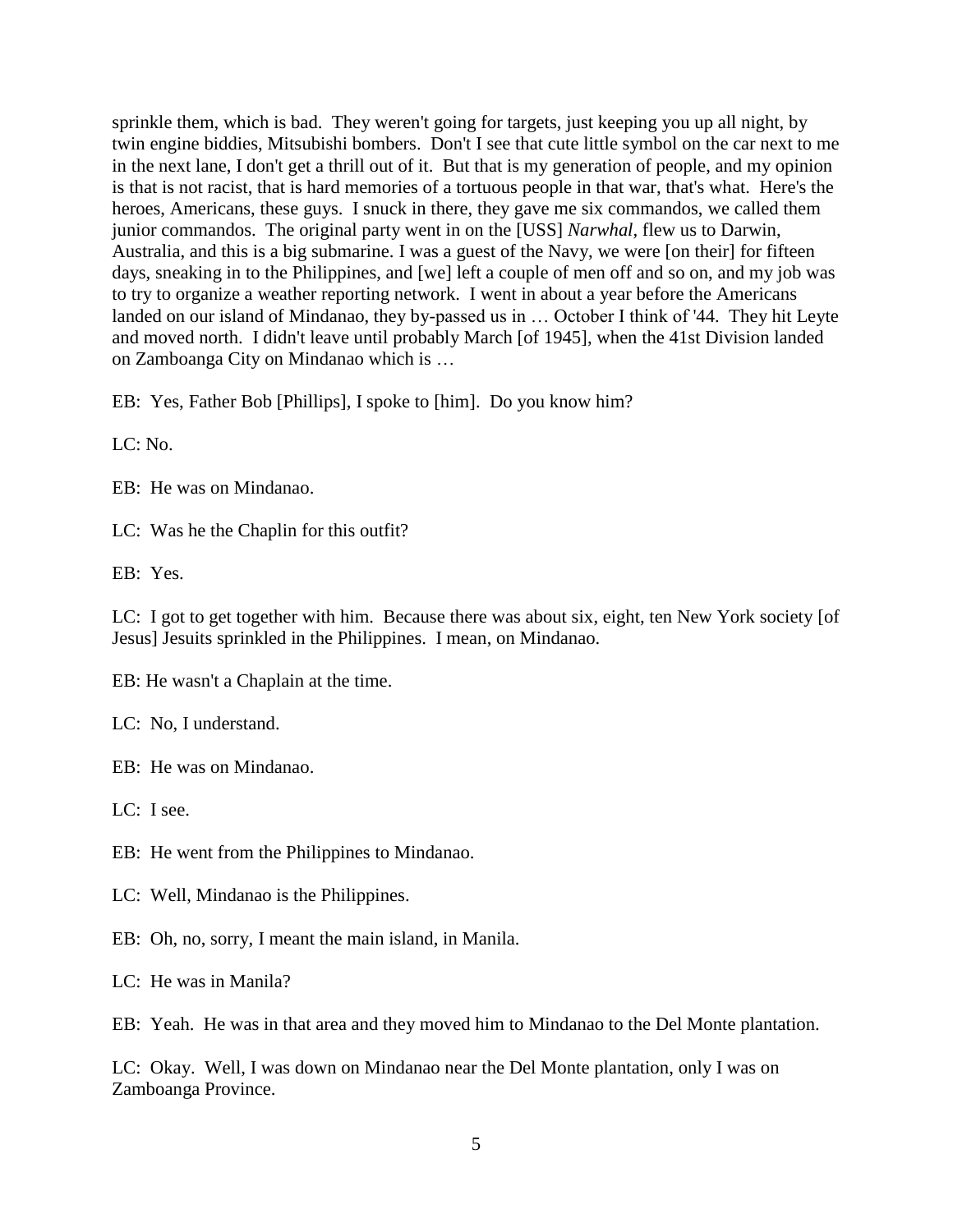sprinkle them, which is bad. They weren't going for targets, just keeping you up all night, by twin engine biddies, Mitsubishi bombers. Don't I see that cute little symbol on the car next to me in the next lane, I don't get a thrill out of it. But that is my generation of people, and my opinion is that is not racist, that is hard memories of a tortuous people in that war, that's what. Here's the heroes, Americans, these guys. I snuck in there, they gave me six commandos, we called them junior commandos. The original party went in on the [USS] *Narwhal*, flew us to Darwin, Australia, and this is a big submarine. I was a guest of the Navy, we were [on their] for fifteen days, sneaking in to the Philippines, and [we] left a couple of men off and so on, and my job was to try to organize a weather reporting network. I went in about a year before the Americans landed on our island of Mindanao, they by-passed us in … October I think of '44. They hit Leyte and moved north. I didn't leave until probably March [of 1945], when the 41st Division landed on Zamboanga City on Mindanao which is …

EB: Yes, Father Bob [Phillips], I spoke to [him]. Do you know him?

LC: No.

EB: He was on Mindanao.

LC: Was he the Chaplin for this outfit?

EB: Yes.

LC: I got to get together with him. Because there was about six, eight, ten New York society [of Jesus] Jesuits sprinkled in the Philippines. I mean, on Mindanao.

EB: He wasn't a Chaplain at the time.

LC: No, I understand.

EB: He was on Mindanao.

LC: I see.

EB: He went from the Philippines to Mindanao.

LC: Well, Mindanao is the Philippines.

EB: Oh, no, sorry, I meant the main island, in Manila.

LC: He was in Manila?

EB: Yeah. He was in that area and they moved him to Mindanao to the Del Monte plantation.

LC: Okay. Well, I was down on Mindanao near the Del Monte plantation, only I was on Zamboanga Province.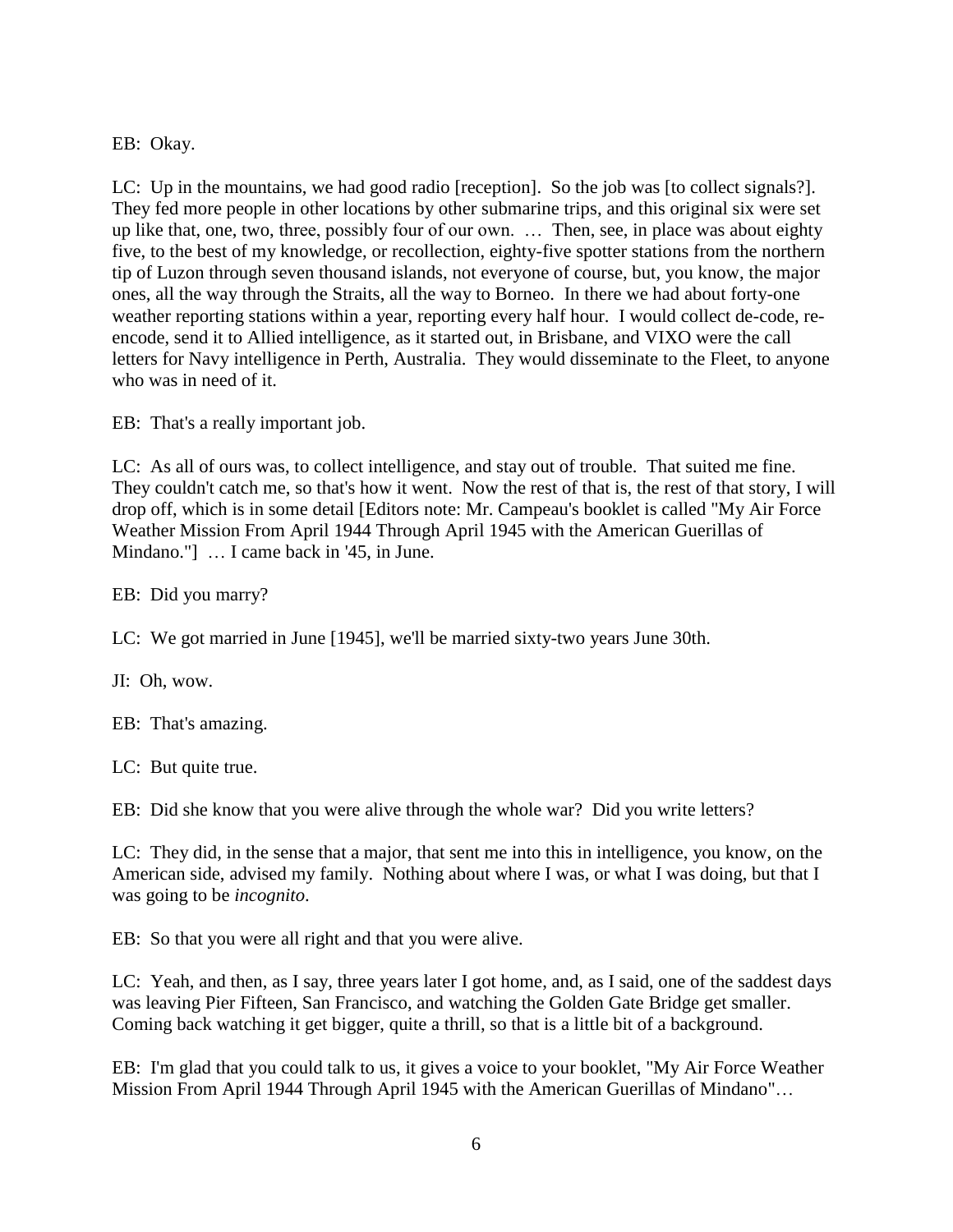EB: Okay.

LC: Up in the mountains, we had good radio [reception]. So the job was [to collect signals?]. They fed more people in other locations by other submarine trips, and this original six were set up like that, one, two, three, possibly four of our own. … Then, see, in place was about eighty five, to the best of my knowledge, or recollection, eighty-five spotter stations from the northern tip of Luzon through seven thousand islands, not everyone of course, but, you know, the major ones, all the way through the Straits, all the way to Borneo. In there we had about forty-one weather reporting stations within a year, reporting every half hour. I would collect de-code, re-encode, send it to Allied intelligence, as it started out, in Brisbane, and VIXO were the call letters for Navy intelligence in Perth, Australia. They would disseminate to the Fleet, to anyone who was in need of it.

EB: That's a really important job.

LC: As all of ours was, to collect intelligence, and stay out of trouble. That suited me fine. They couldn't catch me, so that's how it went. Now the rest of that is, the rest of that story, I will drop off, which is in some detail [Editors note: Mr. Campeau's booklet is called "My Air Force Weather Mission From April 1944 Through April 1945 with the American Guerillas of Mindano."] … I came back in '45, in June.

EB: Did you marry?

LC: We got married in June [1945], we'll be married sixty-two years June 30th.

JI: Oh, wow.

EB: That's amazing.

LC: But quite true.

EB: Did she know that you were alive through the whole war? Did you write letters?

LC: They did, in the sense that a major, that sent me into this in intelligence, you know, on the American side, advised my family. Nothing about where I was, or what I was doing, but that I was going to be *incognito*.

EB: So that you were all right and that you were alive.

LC: Yeah, and then, as I say, three years later I got home, and, as I said, one of the saddest days was leaving Pier Fifteen, San Francisco, and watching the Golden Gate Bridge get smaller. Coming back watching it get bigger, quite a thrill, so that is a little bit of a background.

EB: I'm glad that you could talk to us, it gives a voice to your booklet, "My Air Force Weather Mission From April 1944 Through April 1945 with the American Guerillas of Mindano"…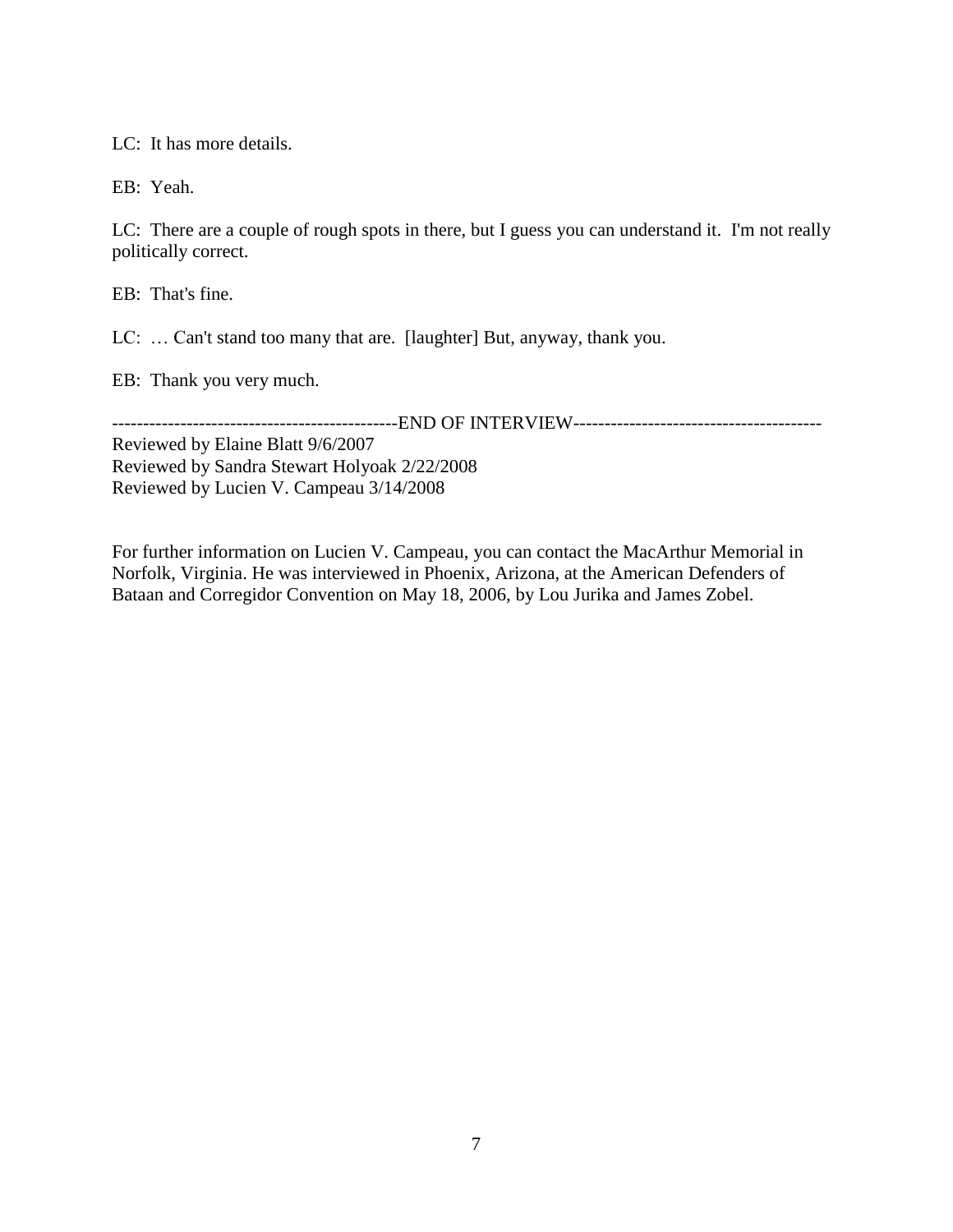LC: It has more details.

EB: Yeah.

LC: There are a couple of rough spots in there, but I guess you can understand it. I'm not really politically correct.

EB: That's fine.

LC: … Can't stand too many that are. [laughter] But, anyway, thank you.

EB: Thank you very much.

----------------------------------------------END OF INTERVIEW----------------------------------------

Reviewed by Elaine Blatt 9/6/2007
Reviewed by Sandra Stewart Holyoak 2/22/2008
Reviewed by Lucien V. Campeau 3/14/2008

For further information on Lucien V. Campeau, you can contact the MacArthur Memorial in Norfolk, Virginia. He was interviewed in Phoenix, Arizona, at the American Defenders of Bataan and Corregidor Convention on May 18, 2006, by Lou Jurika and James Zobel.